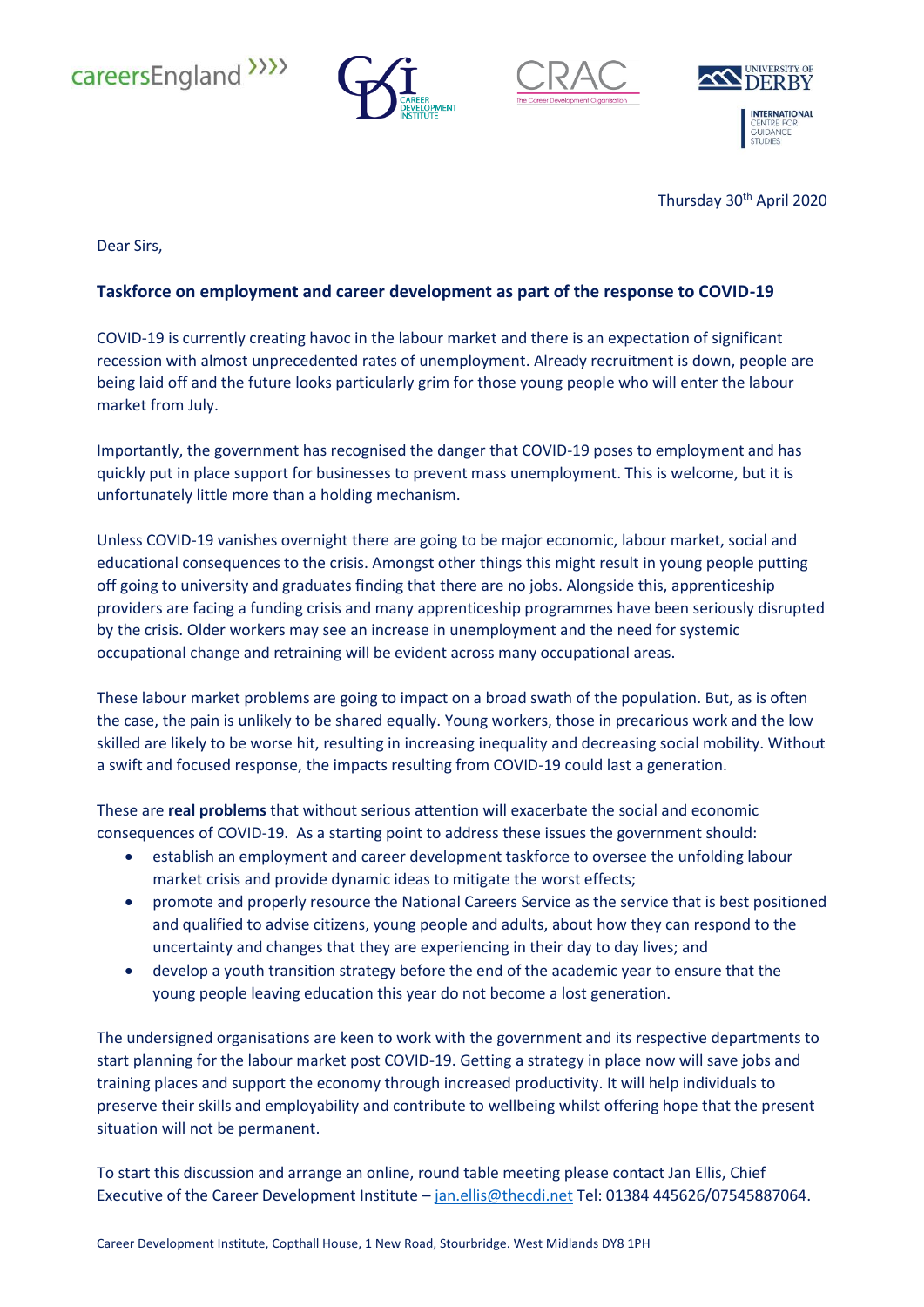careersEngland CDI Career Development Institute CRAC The Career Development Organisation University of Derby International Centre for Guidance Studies

Thursday 30th April 2020

Dear Sirs,

**Taskforce on employment and career development as part of the response to COVID-19**

COVID-19 is currently creating havoc in the labour market and there is an expectation of significant recession with almost unprecedented rates of unemployment. Already recruitment is down, people are being laid off and the future looks particularly grim for those young people who will enter the labour market from July.

Importantly, the government has recognised the danger that COVID-19 poses to employment and has quickly put in place support for businesses to prevent mass unemployment. This is welcome, but it is unfortunately little more than a holding mechanism.

Unless COVID-19 vanishes overnight there are going to be major economic, labour market, social and educational consequences to the crisis. Amongst other things this might result in young people putting off going to university and graduates finding that there are no jobs. Alongside this, apprenticeship providers are facing a funding crisis and many apprenticeship programmes have been seriously disrupted by the crisis. Older workers may see an increase in unemployment and the need for systemic occupational change and retraining will be evident across many occupational areas.

These labour market problems are going to impact on a broad swath of the population. But, as is often the case, the pain is unlikely to be shared equally. Young workers, those in precarious work and the low skilled are likely to be worse hit, resulting in increasing inequality and decreasing social mobility. Without a swift and focused response, the impacts resulting from COVID-19 could last a generation.

These are **real problems** that without serious attention will exacerbate the social and economic consequences of COVID-19. As a starting point to address these issues the government should:

- establish an employment and career development taskforce to oversee the unfolding labour market crisis and provide dynamic ideas to mitigate the worst effects;
- promote and properly resource the National Careers Service as the service that is best positioned and qualified to advise citizens, young people and adults, about how they can respond to the uncertainty and changes that they are experiencing in their day to day lives; and
- develop a youth transition strategy before the end of the academic year to ensure that the young people leaving education this year do not become a lost generation.

The undersigned organisations are keen to work with the government and its respective departments to start planning for the labour market post COVID-19. Getting a strategy in place now will save jobs and training places and support the economy through increased productivity. It will help individuals to preserve their skills and employability and contribute to wellbeing whilst offering hope that the present situation will not be permanent.

To start this discussion and arrange an online, round table meeting please contact Jan Ellis, Chief Executive of the Career Development Institute – jan.ellis@thecdi.net Tel: 01384 445626/07545887064.

Career Development Institute, Copthall House, 1 New Road, Stourbridge. West Midlands DY8 1PH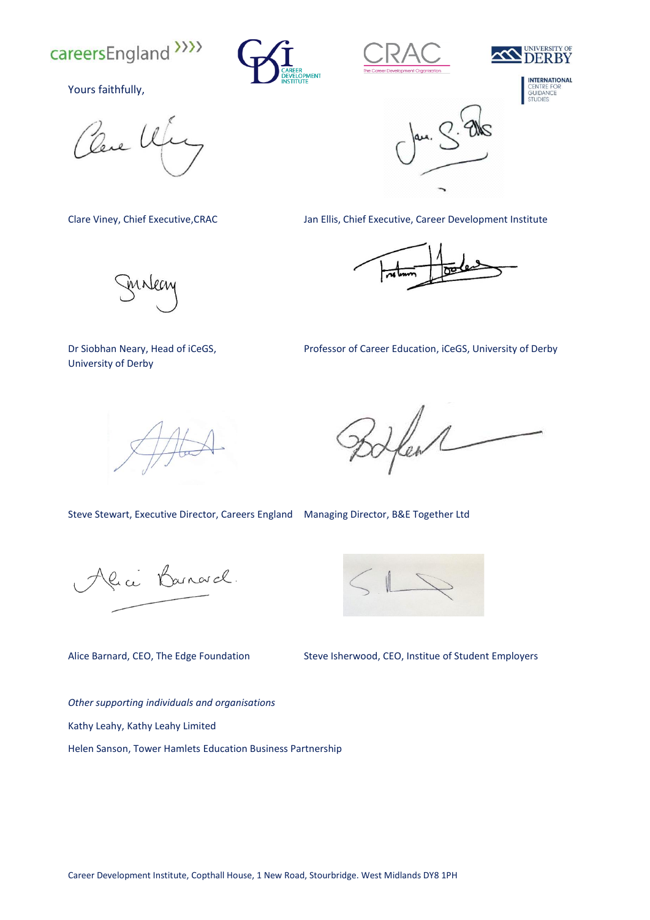Yours faithfully,

Clare Viney, Chief Executive,CRAC

Jan Ellis, Chief Executive, Career Development Institute

Dr Siobhan Neary, Head of iCeGS, University of Derby

Professor of Career Education, iCeGS, University of Derby

Steve Stewart, Executive Director, Careers England

Managing Director, B&E Together Ltd

Alice Barnard, CEO, The Edge Foundation

Steve Isherwood, CEO, Institue of Student Employers

*Other supporting individuals and organisations*

Kathy Leahy, Kathy Leahy Limited

Helen Sanson, Tower Hamlets Education Business Partnership

Career Development Institute, Copthall House, 1 New Road, Stourbridge. West Midlands DY8 1PH